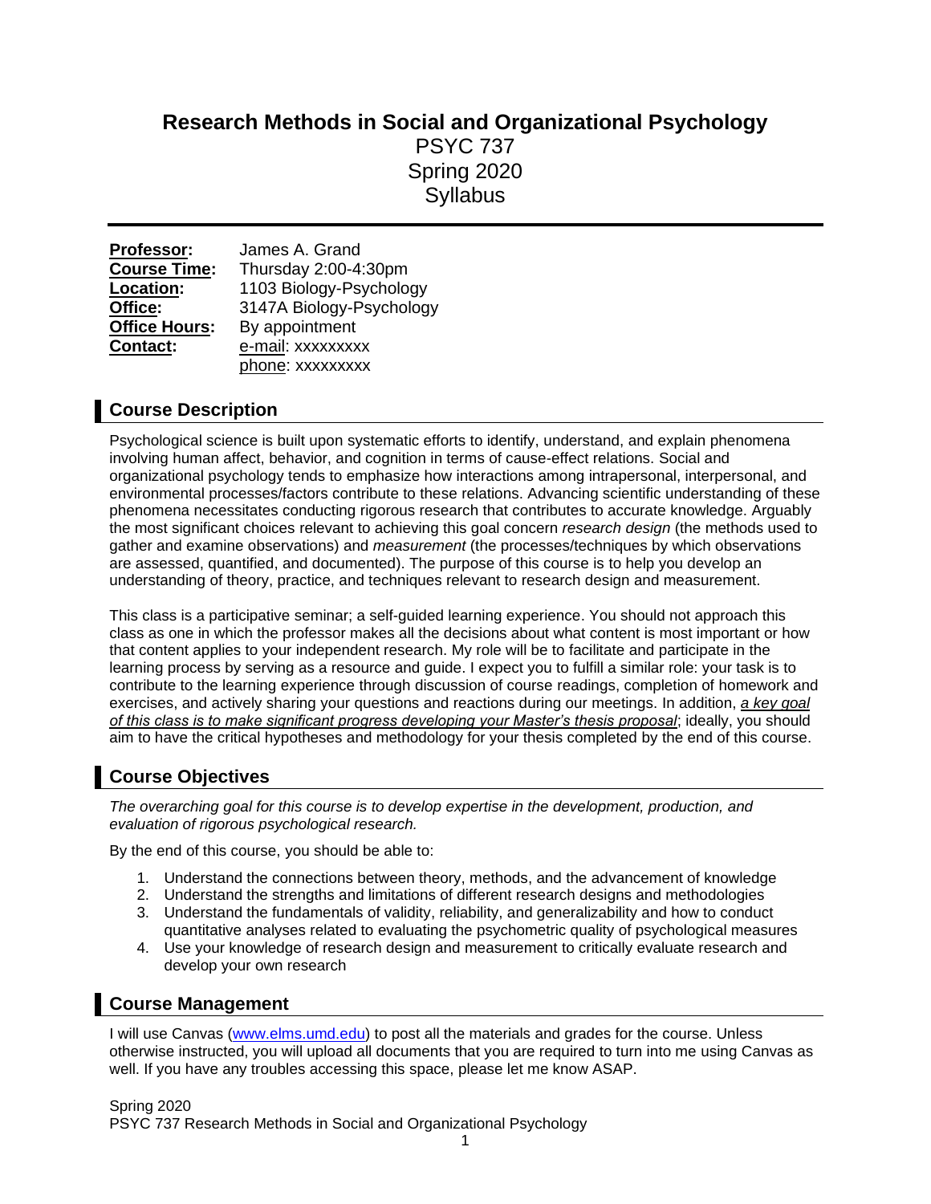# Research Methods in Social and Organizational Psychology

PSYC 737
Spring 2020
Syllabus

---

**Professor:** James A. Grand
**Course Time:** Thursday 2:00-4:30pm
**Location:** 1103 Biology-Psychology
**Office:** 3147A Biology-Psychology
**Office Hours:** By appointment
**Contact:** e-mail: xxxxxxxxx
phone: xxxxxxxxx

## Course Description

Psychological science is built upon systematic efforts to identify, understand, and explain phenomena involving human affect, behavior, and cognition in terms of cause-effect relations. Social and organizational psychology tends to emphasize how interactions among intrapersonal, interpersonal, and environmental processes/factors contribute to these relations. Advancing scientific understanding of these phenomena necessitates conducting rigorous research that contributes to accurate knowledge. Arguably the most significant choices relevant to achieving this goal concern *research design* (the methods used to gather and examine observations) and *measurement* (the processes/techniques by which observations are assessed, quantified, and documented). The purpose of this course is to help you develop an understanding of theory, practice, and techniques relevant to research design and measurement.

This class is a participative seminar; a self-guided learning experience. You should not approach this class as one in which the professor makes all the decisions about what content is most important or how that content applies to your independent research. My role will be to facilitate and participate in the learning process by serving as a resource and guide. I expect you to fulfill a similar role: your task is to contribute to the learning experience through discussion of course readings, completion of homework and exercises, and actively sharing your questions and reactions during our meetings. In addition, *a key goal of this class is to make significant progress developing your Master's thesis proposal*; ideally, you should aim to have the critical hypotheses and methodology for your thesis completed by the end of this course.

## Course Objectives

*The overarching goal for this course is to develop expertise in the development, production, and evaluation of rigorous psychological research.*

By the end of this course, you should be able to:

1. Understand the connections between theory, methods, and the advancement of knowledge
2. Understand the strengths and limitations of different research designs and methodologies
3. Understand the fundamentals of validity, reliability, and generalizability and how to conduct quantitative analyses related to evaluating the psychometric quality of psychological measures
4. Use your knowledge of research design and measurement to critically evaluate research and develop your own research

## Course Management

I will use Canvas (www.elms.umd.edu) to post all the materials and grades for the course. Unless otherwise instructed, you will upload all documents that you are required to turn into me using Canvas as well. If you have any troubles accessing this space, please let me know ASAP.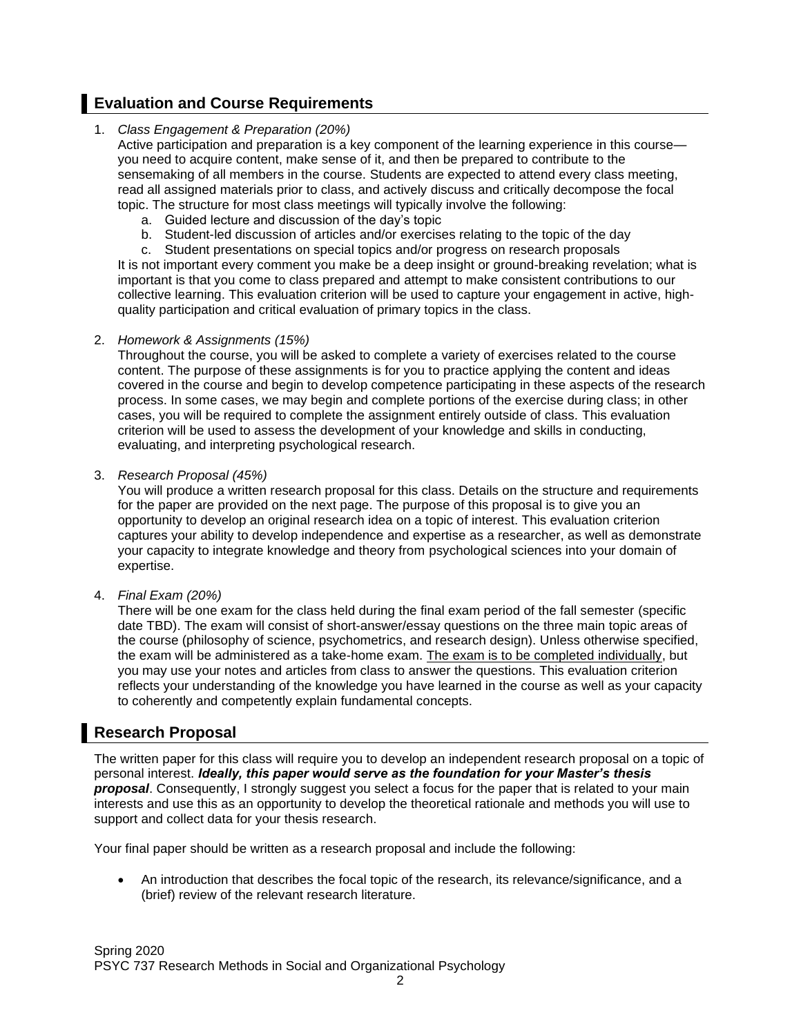## Evaluation and Course Requirements

1. *Class Engagement & Preparation (20%)*
   Active participation and preparation is a key component of the learning experience in this course—you need to acquire content, make sense of it, and then be prepared to contribute to the sensemaking of all members in the course. Students are expected to attend every class meeting, read all assigned materials prior to class, and actively discuss and critically decompose the focal topic. The structure for most class meetings will typically involve the following:
   a. Guided lecture and discussion of the day's topic
   b. Student-led discussion of articles and/or exercises relating to the topic of the day
   c. Student presentations on special topics and/or progress on research proposals
   It is not important every comment you make be a deep insight or ground-breaking revelation; what is important is that you come to class prepared and attempt to make consistent contributions to our collective learning. This evaluation criterion will be used to capture your engagement in active, high-quality participation and critical evaluation of primary topics in the class.

2. *Homework & Assignments (15%)*
   Throughout the course, you will be asked to complete a variety of exercises related to the course content. The purpose of these assignments is for you to practice applying the content and ideas covered in the course and begin to develop competence participating in these aspects of the research process. In some cases, we may begin and complete portions of the exercise during class; in other cases, you will be required to complete the assignment entirely outside of class. This evaluation criterion will be used to assess the development of your knowledge and skills in conducting, evaluating, and interpreting psychological research.

3. *Research Proposal (45%)*
   You will produce a written research proposal for this class. Details on the structure and requirements for the paper are provided on the next page. The purpose of this proposal is to give you an opportunity to develop an original research idea on a topic of interest. This evaluation criterion captures your ability to develop independence and expertise as a researcher, as well as demonstrate your capacity to integrate knowledge and theory from psychological sciences into your domain of expertise.

4. *Final Exam (20%)*
   There will be one exam for the class held during the final exam period of the fall semester (specific date TBD). The exam will consist of short-answer/essay questions on the three main topic areas of the course (philosophy of science, psychometrics, and research design). Unless otherwise specified, the exam will be administered as a take-home exam. <u>The exam is to be completed individually</u>, but you may use your notes and articles from class to answer the questions. This evaluation criterion reflects your understanding of the knowledge you have learned in the course as well as your capacity to coherently and competently explain fundamental concepts.

## Research Proposal

The written paper for this class will require you to develop an independent research proposal on a topic of personal interest. ***Ideally, this paper would serve as the foundation for your Master's thesis proposal***. Consequently, I strongly suggest you select a focus for the paper that is related to your main interests and use this as an opportunity to develop the theoretical rationale and methods you will use to support and collect data for your thesis research.

Your final paper should be written as a research proposal and include the following:

- An introduction that describes the focal topic of the research, its relevance/significance, and a (brief) review of the relevant research literature.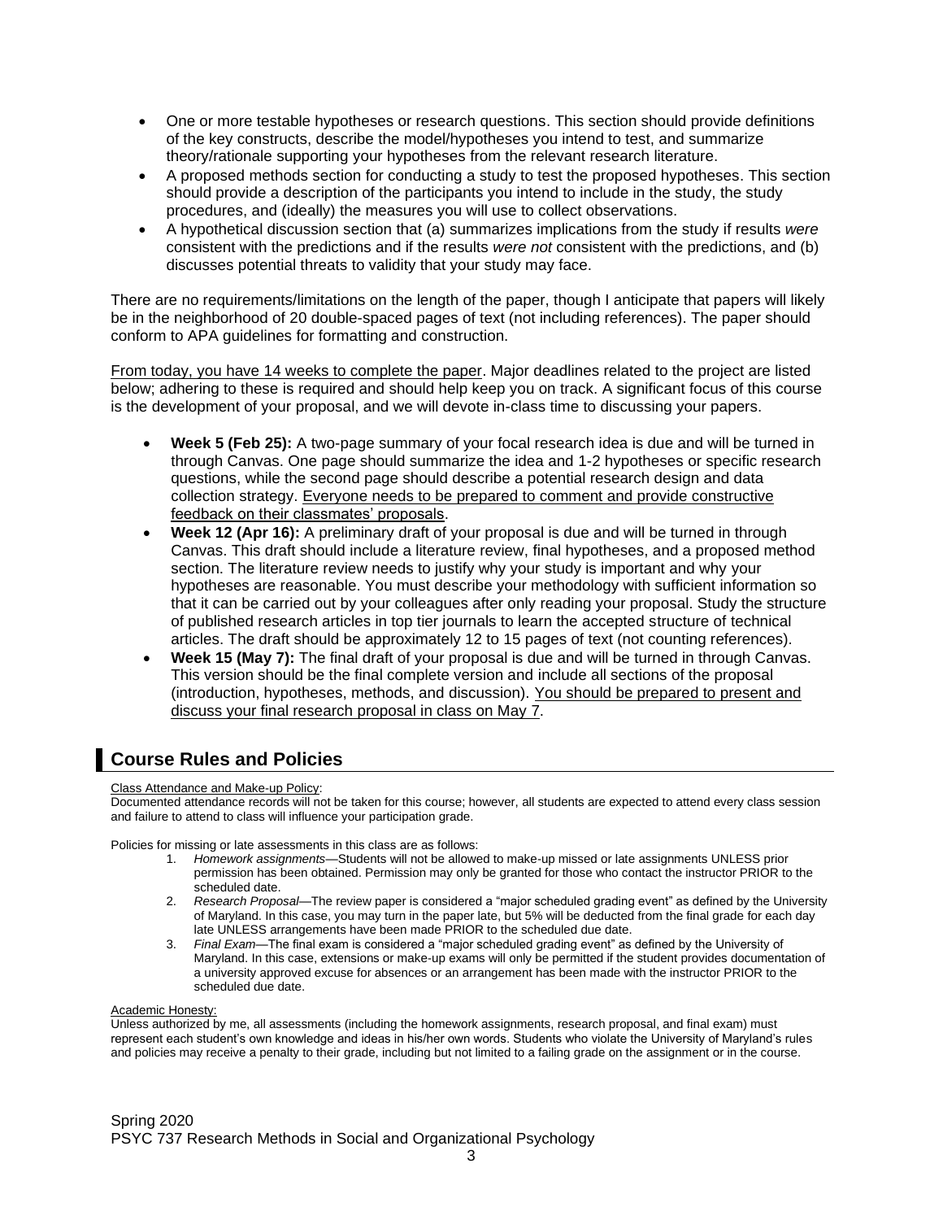- One or more testable hypotheses or research questions. This section should provide definitions of the key constructs, describe the model/hypotheses you intend to test, and summarize theory/rationale supporting your hypotheses from the relevant research literature.
- A proposed methods section for conducting a study to test the proposed hypotheses. This section should provide a description of the participants you intend to include in the study, the study procedures, and (ideally) the measures you will use to collect observations.
- A hypothetical discussion section that (a) summarizes implications from the study if results *were* consistent with the predictions and if the results *were not* consistent with the predictions, and (b) discusses potential threats to validity that your study may face.

There are no requirements/limitations on the length of the paper, though I anticipate that papers will likely be in the neighborhood of 20 double-spaced pages of text (not including references). The paper should conform to APA guidelines for formatting and construction.

From today, you have 14 weeks to complete the paper. Major deadlines related to the project are listed below; adhering to these is required and should help keep you on track. A significant focus of this course is the development of your proposal, and we will devote in-class time to discussing your papers.

- **Week 5 (Feb 25):** A two-page summary of your focal research idea is due and will be turned in through Canvas. One page should summarize the idea and 1-2 hypotheses or specific research questions, while the second page should describe a potential research design and data collection strategy. Everyone needs to be prepared to comment and provide constructive feedback on their classmates' proposals.
- **Week 12 (Apr 16):** A preliminary draft of your proposal is due and will be turned in through Canvas. This draft should include a literature review, final hypotheses, and a proposed method section. The literature review needs to justify why your study is important and why your hypotheses are reasonable. You must describe your methodology with sufficient information so that it can be carried out by your colleagues after only reading your proposal. Study the structure of published research articles in top tier journals to learn the accepted structure of technical articles. The draft should be approximately 12 to 15 pages of text (not counting references).
- **Week 15 (May 7):** The final draft of your proposal is due and will be turned in through Canvas. This version should be the final complete version and include all sections of the proposal (introduction, hypotheses, methods, and discussion). You should be prepared to present and discuss your final research proposal in class on May 7.

## Course Rules and Policies

Class Attendance and Make-up Policy:

Documented attendance records will not be taken for this course; however, all students are expected to attend every class session and failure to attend to class will influence your participation grade.

Policies for missing or late assessments in this class are as follows:

1. *Homework assignments*—Students will not be allowed to make-up missed or late assignments UNLESS prior permission has been obtained. Permission may only be granted for those who contact the instructor PRIOR to the scheduled date.
2. *Research Proposal*—The review paper is considered a "major scheduled grading event" as defined by the University of Maryland. In this case, you may turn in the paper late, but 5% will be deducted from the final grade for each day late UNLESS arrangements have been made PRIOR to the scheduled due date.
3. *Final Exam*—The final exam is considered a "major scheduled grading event" as defined by the University of Maryland. In this case, extensions or make-up exams will only be permitted if the student provides documentation of a university approved excuse for absences or an arrangement has been made with the instructor PRIOR to the scheduled due date.

Academic Honesty:

Unless authorized by me, all assessments (including the homework assignments, research proposal, and final exam) must represent each student's own knowledge and ideas in his/her own words. Students who violate the University of Maryland's rules and policies may receive a penalty to their grade, including but not limited to a failing grade on the assignment or in the course.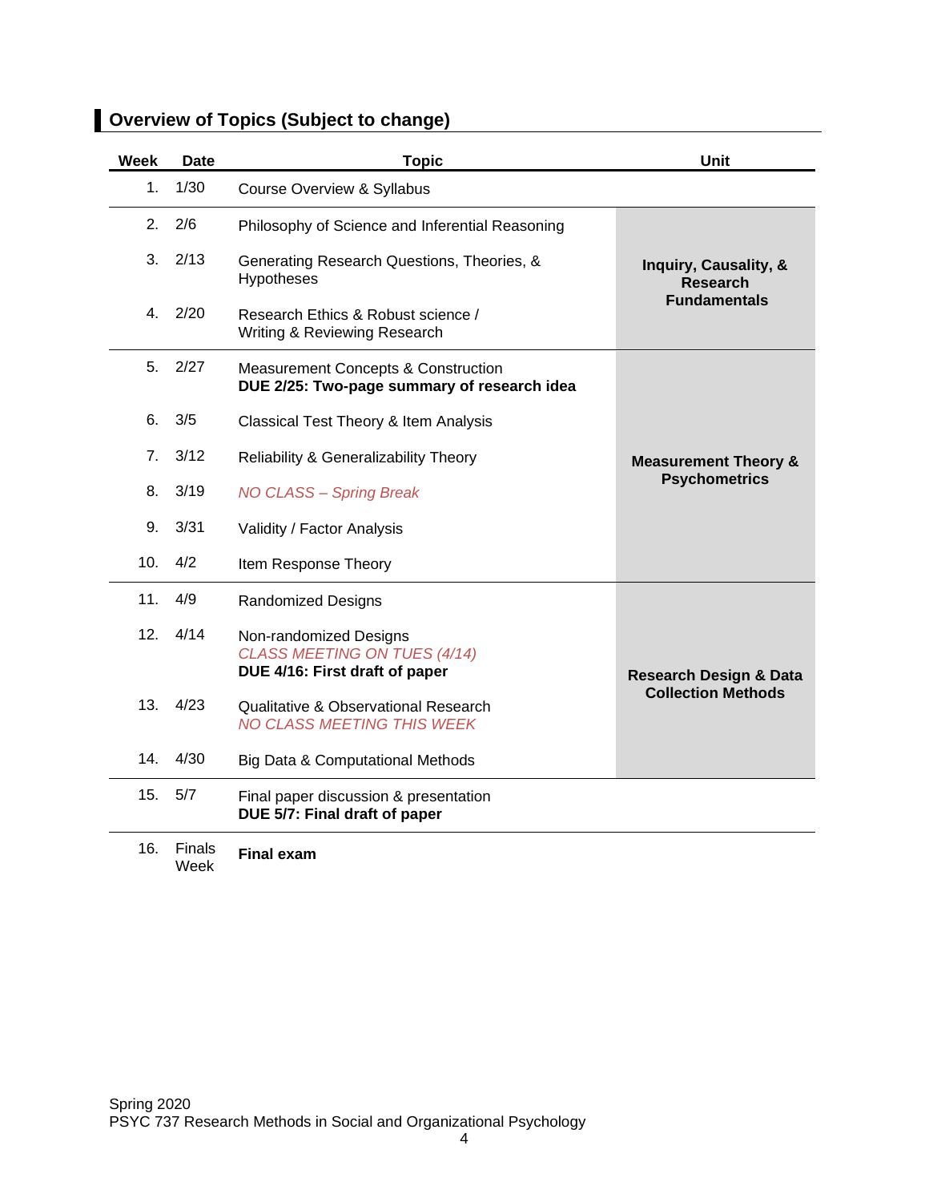## Overview of Topics (Subject to change)

| Week | Date | Topic | Unit |
|---|---|---|---|
| 1. | 1/30 | Course Overview & Syllabus | |
| 2. | 2/6 | Philosophy of Science and Inferential Reasoning | **Inquiry, Causality, & Research Fundamentals** |
| 3. | 2/13 | Generating Research Questions, Theories, & Hypotheses | |
| 4. | 2/20 | Research Ethics & Robust science / Writing & Reviewing Research | |
| 5. | 2/27 | Measurement Concepts & Construction **DUE 2/25: Two-page summary of research idea** | **Measurement Theory & Psychometrics** |
| 6. | 3/5 | Classical Test Theory & Item Analysis | |
| 7. | 3/12 | Reliability & Generalizability Theory | |
| 8. | 3/19 | *NO CLASS – Spring Break* | |
| 9. | 3/31 | Validity / Factor Analysis | |
| 10. | 4/2 | Item Response Theory | |
| 11. | 4/9 | Randomized Designs | **Research Design & Data Collection Methods** |
| 12. | 4/14 | Non-randomized Designs *CLASS MEETING ON TUES (4/14)* **DUE 4/16: First draft of paper** | |
| 13. | 4/23 | Qualitative & Observational Research *NO CLASS MEETING THIS WEEK* | |
| 14. | 4/30 | Big Data & Computational Methods | |
| 15. | 5/7 | Final paper discussion & presentation **DUE 5/7: Final draft of paper** | |
| 16. | Finals Week | **Final exam** | |

Spring 2020
PSYC 737 Research Methods in Social and Organizational Psychology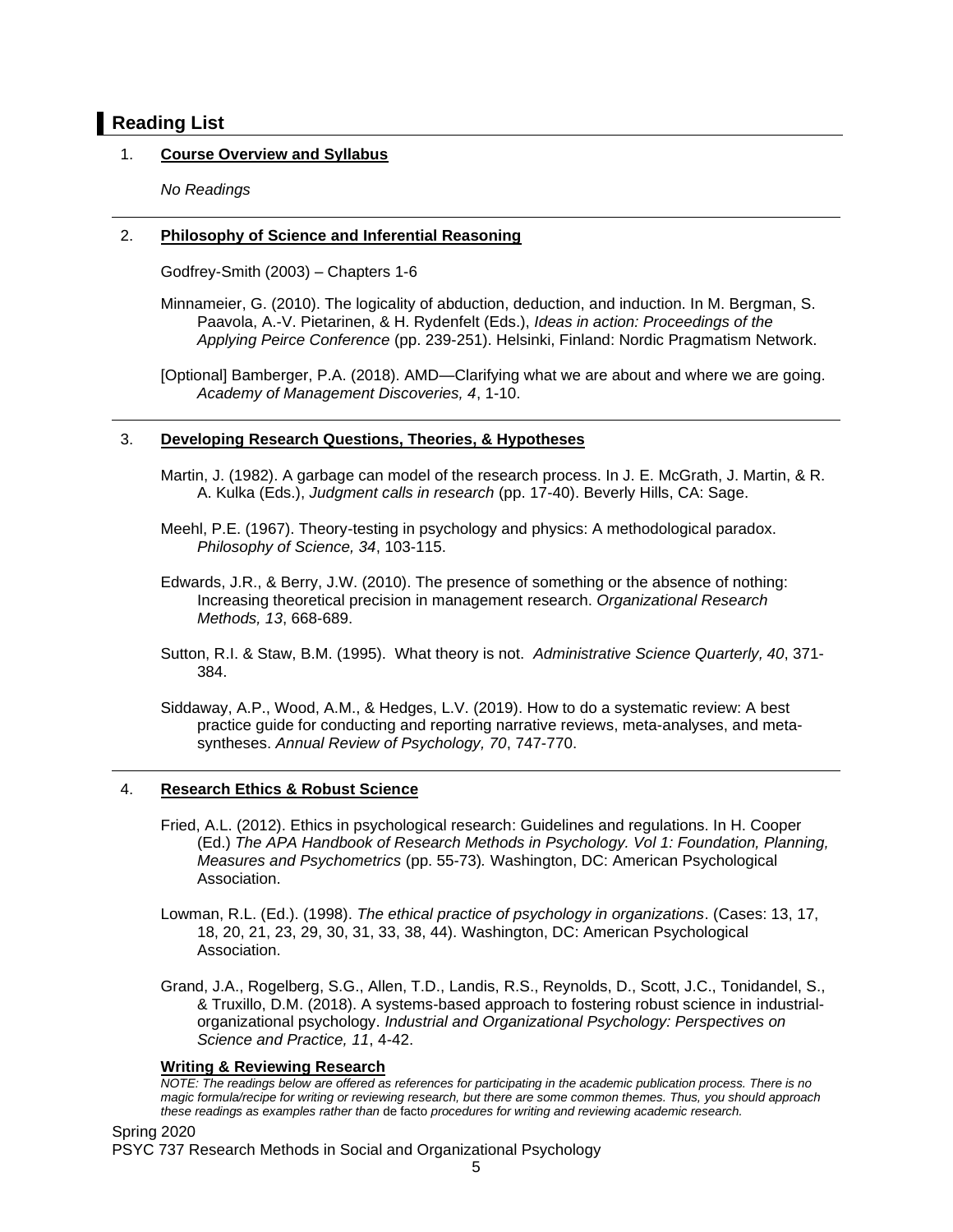## Reading List

1. **Course Overview and Syllabus**

   *No Readings*

---

2. **Philosophy of Science and Inferential Reasoning**

   Godfrey-Smith (2003) – Chapters 1-6

   Minnameier, G. (2010). The logicality of abduction, deduction, and induction. In M. Bergman, S. Paavola, A.-V. Pietarinen, & H. Rydenfelt (Eds.), *Ideas in action: Proceedings of the Applying Peirce Conference* (pp. 239-251). Helsinki, Finland: Nordic Pragmatism Network.

   [Optional] Bamberger, P.A. (2018). AMD—Clarifying what we are about and where we are going. *Academy of Management Discoveries, 4*, 1-10.

---

3. **Developing Research Questions, Theories, & Hypotheses**

   Martin, J. (1982). A garbage can model of the research process. In J. E. McGrath, J. Martin, & R. A. Kulka (Eds.), *Judgment calls in research* (pp. 17-40). Beverly Hills, CA: Sage.

   Meehl, P.E. (1967). Theory-testing in psychology and physics: A methodological paradox. *Philosophy of Science, 34*, 103-115.

   Edwards, J.R., & Berry, J.W. (2010). The presence of something or the absence of nothing: Increasing theoretical precision in management research. *Organizational Research Methods, 13*, 668-689.

   Sutton, R.I. & Staw, B.M. (1995). What theory is not. *Administrative Science Quarterly, 40*, 371-384.

   Siddaway, A.P., Wood, A.M., & Hedges, L.V. (2019). How to do a systematic review: A best practice guide for conducting and reporting narrative reviews, meta-analyses, and meta-syntheses. *Annual Review of Psychology, 70*, 747-770.

---

4. **Research Ethics & Robust Science**

   Fried, A.L. (2012). Ethics in psychological research: Guidelines and regulations. In H. Cooper (Ed.) *The APA Handbook of Research Methods in Psychology. Vol 1: Foundation, Planning, Measures and Psychometrics* (pp. 55-73)*.* Washington, DC: American Psychological Association.

   Lowman, R.L. (Ed.). (1998). *The ethical practice of psychology in organizations*. (Cases: 13, 17, 18, 20, 21, 23, 29, 30, 31, 33, 38, 44). Washington, DC: American Psychological Association.

   Grand, J.A., Rogelberg, S.G., Allen, T.D., Landis, R.S., Reynolds, D., Scott, J.C., Tonidandel, S., & Truxillo, D.M. (2018). A systems-based approach to fostering robust science in industrial-organizational psychology. *Industrial and Organizational Psychology: Perspectives on Science and Practice, 11*, 4-42.

   **Writing & Reviewing Research**

   *NOTE: The readings below are offered as references for participating in the academic publication process. There is no magic formula/recipe for writing or reviewing research, but there are some common themes. Thus, you should approach these readings as examples rather than* de facto *procedures for writing and reviewing academic research.*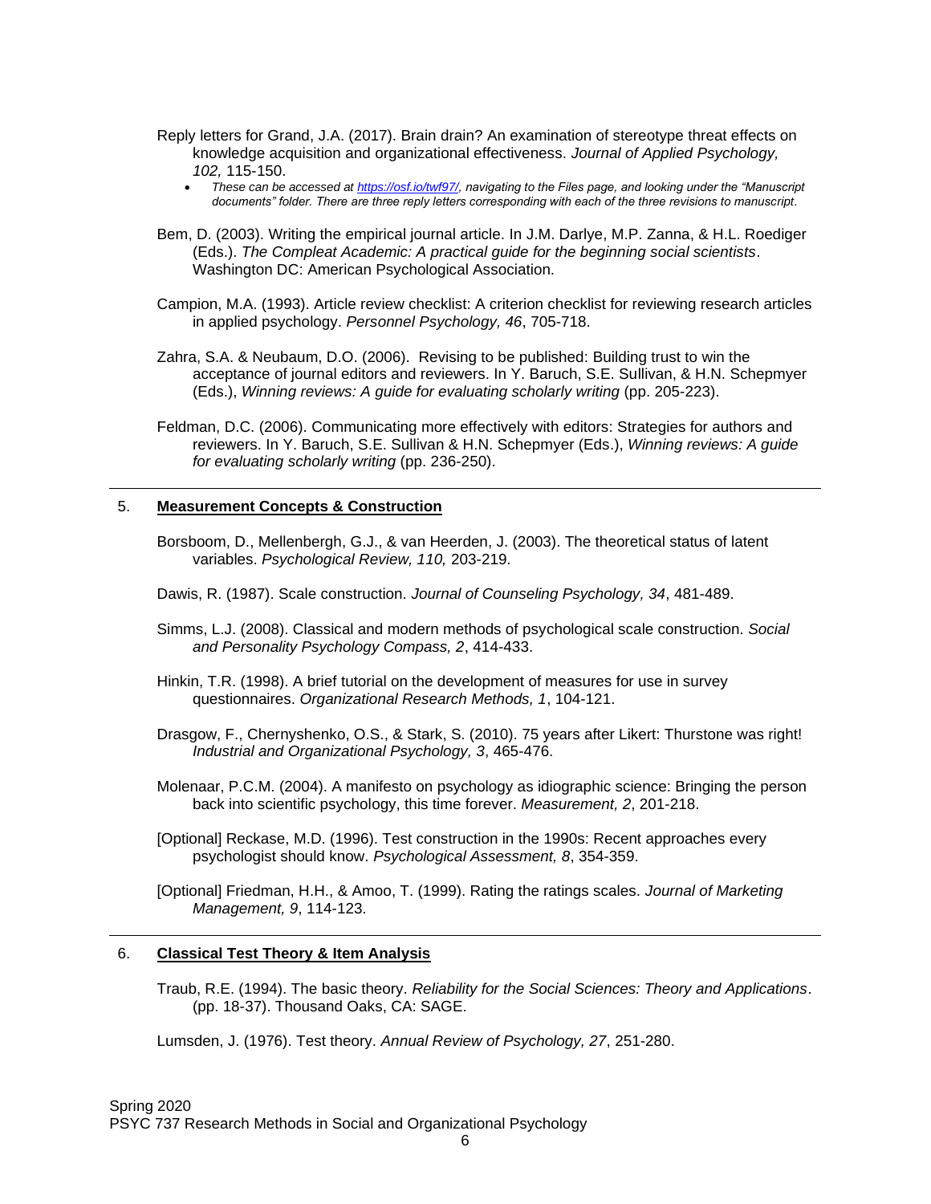Reply letters for Grand, J.A. (2017). Brain drain? An examination of stereotype threat effects on knowledge acquisition and organizational effectiveness. *Journal of Applied Psychology, 102,* 115-150.

- *These can be accessed at [https://osf.io/twf97/](https://osf.io/twf97/), navigating to the Files page, and looking under the "Manuscript documents" folder. There are three reply letters corresponding with each of the three revisions to manuscript.*

Bem, D. (2003). Writing the empirical journal article. In J.M. Darlye, M.P. Zanna, & H.L. Roediger (Eds.). *The Compleat Academic: A practical guide for the beginning social scientists*. Washington DC: American Psychological Association.

Campion, M.A. (1993). Article review checklist: A criterion checklist for reviewing research articles in applied psychology. *Personnel Psychology, 46*, 705-718.

Zahra, S.A. & Neubaum, D.O. (2006). Revising to be published: Building trust to win the acceptance of journal editors and reviewers. In Y. Baruch, S.E. Sullivan, & H.N. Schepmyer (Eds.), *Winning reviews: A guide for evaluating scholarly writing* (pp. 205-223).

Feldman, D.C. (2006). Communicating more effectively with editors: Strategies for authors and reviewers. In Y. Baruch, S.E. Sullivan & H.N. Schepmyer (Eds.), *Winning reviews: A guide for evaluating scholarly writing* (pp. 236-250).

---

## 5. **Measurement Concepts & Construction**

Borsboom, D., Mellenbergh, G.J., & van Heerden, J. (2003). The theoretical status of latent variables. *Psychological Review, 110,* 203-219.

Dawis, R. (1987). Scale construction. *Journal of Counseling Psychology, 34*, 481-489.

Simms, L.J. (2008). Classical and modern methods of psychological scale construction. *Social and Personality Psychology Compass, 2*, 414-433.

Hinkin, T.R. (1998). A brief tutorial on the development of measures for use in survey questionnaires. *Organizational Research Methods, 1*, 104-121.

Drasgow, F., Chernyshenko, O.S., & Stark, S. (2010). 75 years after Likert: Thurstone was right! *Industrial and Organizational Psychology, 3*, 465-476.

Molenaar, P.C.M. (2004). A manifesto on psychology as idiographic science: Bringing the person back into scientific psychology, this time forever. *Measurement, 2*, 201-218.

[Optional] Reckase, M.D. (1996). Test construction in the 1990s: Recent approaches every psychologist should know. *Psychological Assessment, 8*, 354-359.

[Optional] Friedman, H.H., & Amoo, T. (1999). Rating the ratings scales. *Journal of Marketing Management, 9*, 114-123.

---

## 6. **Classical Test Theory & Item Analysis**

Traub, R.E. (1994). The basic theory. *Reliability for the Social Sciences: Theory and Applications*. (pp. 18-37). Thousand Oaks, CA: SAGE.

Lumsden, J. (1976). Test theory. *Annual Review of Psychology, 27*, 251-280.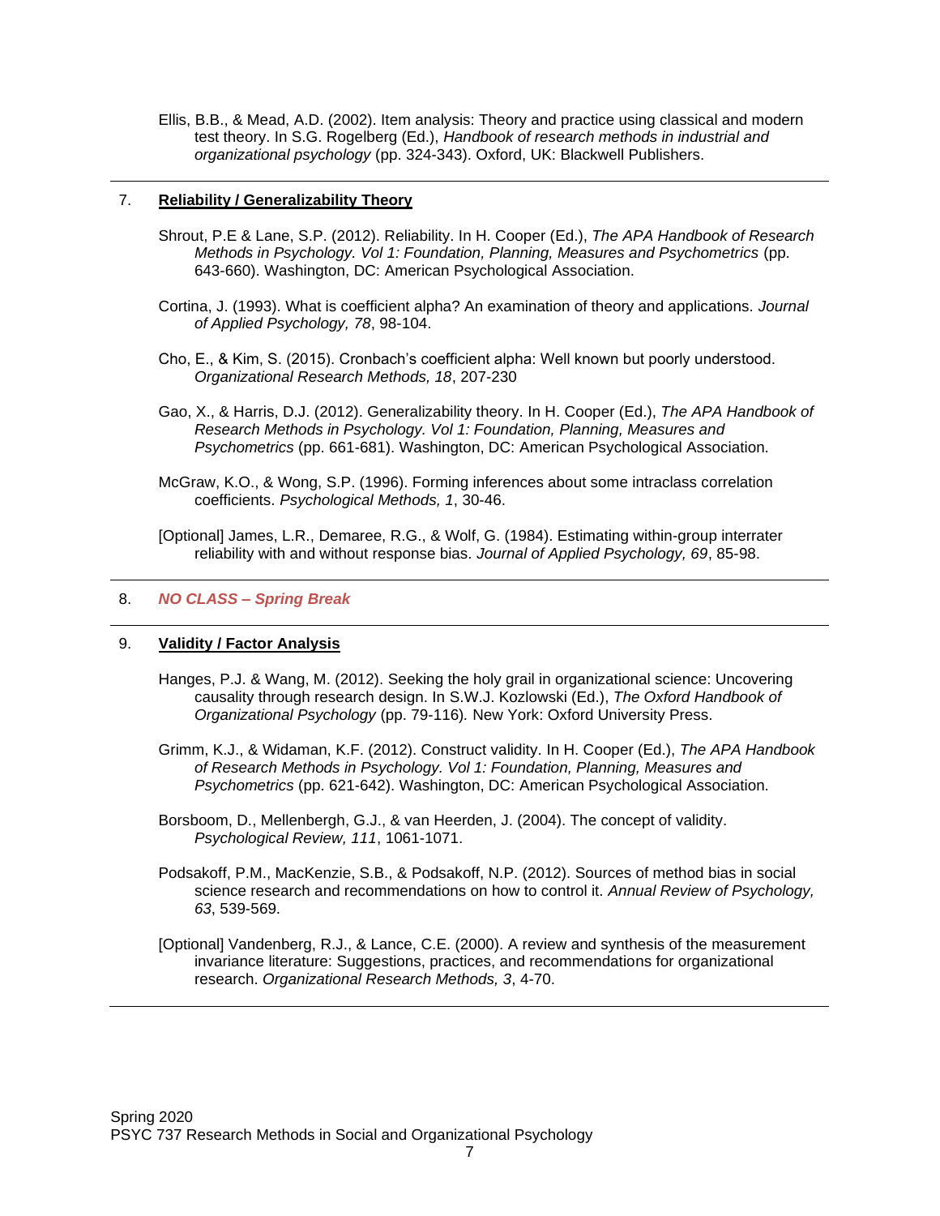Ellis, B.B., & Mead, A.D. (2002). Item analysis: Theory and practice using classical and modern test theory. In S.G. Rogelberg (Ed.), *Handbook of research methods in industrial and organizational psychology* (pp. 324-343). Oxford, UK: Blackwell Publishers.

---

7. **Reliability / Generalizability Theory**

Shrout, P.E & Lane, S.P. (2012). Reliability. In H. Cooper (Ed.), *The APA Handbook of Research Methods in Psychology. Vol 1: Foundation, Planning, Measures and Psychometrics* (pp. 643-660). Washington, DC: American Psychological Association.

Cortina, J. (1993). What is coefficient alpha? An examination of theory and applications. *Journal of Applied Psychology, 78*, 98-104.

Cho, E., & Kim, S. (2015). Cronbach's coefficient alpha: Well known but poorly understood. *Organizational Research Methods, 18*, 207-230

Gao, X., & Harris, D.J. (2012). Generalizability theory. In H. Cooper (Ed.), *The APA Handbook of Research Methods in Psychology. Vol 1: Foundation, Planning, Measures and Psychometrics* (pp. 661-681). Washington, DC: American Psychological Association.

McGraw, K.O., & Wong, S.P. (1996). Forming inferences about some intraclass correlation coefficients. *Psychological Methods, 1*, 30-46.

[Optional] James, L.R., Demaree, R.G., & Wolf, G. (1984). Estimating within-group interrater reliability with and without response bias. *Journal of Applied Psychology, 69*, 85-98.

---

8. ***NO CLASS – Spring Break***

---

9. **Validity / Factor Analysis**

Hanges, P.J. & Wang, M. (2012). Seeking the holy grail in organizational science: Uncovering causality through research design. In S.W.J. Kozlowski (Ed.), *The Oxford Handbook of Organizational Psychology* (pp. 79-116). New York: Oxford University Press.

Grimm, K.J., & Widaman, K.F. (2012). Construct validity. In H. Cooper (Ed.), *The APA Handbook of Research Methods in Psychology. Vol 1: Foundation, Planning, Measures and Psychometrics* (pp. 621-642). Washington, DC: American Psychological Association.

Borsboom, D., Mellenbergh, G.J., & van Heerden, J. (2004). The concept of validity. *Psychological Review, 111*, 1061-1071.

Podsakoff, P.M., MacKenzie, S.B., & Podsakoff, N.P. (2012). Sources of method bias in social science research and recommendations on how to control it. *Annual Review of Psychology, 63*, 539-569.

[Optional] Vandenberg, R.J., & Lance, C.E. (2000). A review and synthesis of the measurement invariance literature: Suggestions, practices, and recommendations for organizational research. *Organizational Research Methods, 3*, 4-70.

---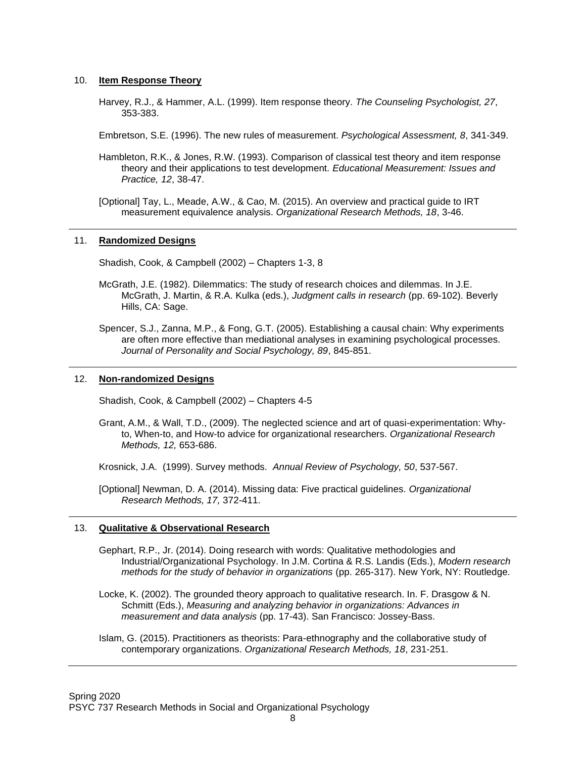10. **Item Response Theory**

Harvey, R.J., & Hammer, A.L. (1999). Item response theory. *The Counseling Psychologist, 27*, 353-383.

Embretson, S.E. (1996). The new rules of measurement. *Psychological Assessment, 8*, 341-349.

Hambleton, R.K., & Jones, R.W. (1993). Comparison of classical test theory and item response theory and their applications to test development. *Educational Measurement: Issues and Practice, 12*, 38-47.

[Optional] Tay, L., Meade, A.W., & Cao, M. (2015). An overview and practical guide to IRT measurement equivalence analysis. *Organizational Research Methods, 18*, 3-46.

---

11. **Randomized Designs**

Shadish, Cook, & Campbell (2002) – Chapters 1-3, 8

McGrath, J.E. (1982). Dilemmatics: The study of research choices and dilemmas. In J.E. McGrath, J. Martin, & R.A. Kulka (eds.), *Judgment calls in research* (pp. 69-102). Beverly Hills, CA: Sage.

Spencer, S.J., Zanna, M.P., & Fong, G.T. (2005). Establishing a causal chain: Why experiments are often more effective than mediational analyses in examining psychological processes. *Journal of Personality and Social Psychology, 89*, 845-851.

---

12. **Non-randomized Designs**

Shadish, Cook, & Campbell (2002) – Chapters 4-5

Grant, A.M., & Wall, T.D., (2009). The neglected science and art of quasi-experimentation: Why-to, When-to, and How-to advice for organizational researchers. *Organizational Research Methods, 12,* 653-686.

Krosnick, J.A. (1999). Survey methods. *Annual Review of Psychology, 50*, 537-567.

[Optional] Newman, D. A. (2014). Missing data: Five practical guidelines. *Organizational Research Methods, 17,* 372-411.

---

13. **Qualitative & Observational Research**

Gephart, R.P., Jr. (2014). Doing research with words: Qualitative methodologies and Industrial/Organizational Psychology. In J.M. Cortina & R.S. Landis (Eds.), *Modern research methods for the study of behavior in organizations* (pp. 265-317). New York, NY: Routledge.

Locke, K. (2002). The grounded theory approach to qualitative research. In. F. Drasgow & N. Schmitt (Eds.), *Measuring and analyzing behavior in organizations: Advances in measurement and data analysis* (pp. 17-43). San Francisco: Jossey-Bass.

Islam, G. (2015). Practitioners as theorists: Para-ethnography and the collaborative study of contemporary organizations. *Organizational Research Methods, 18*, 231-251.

---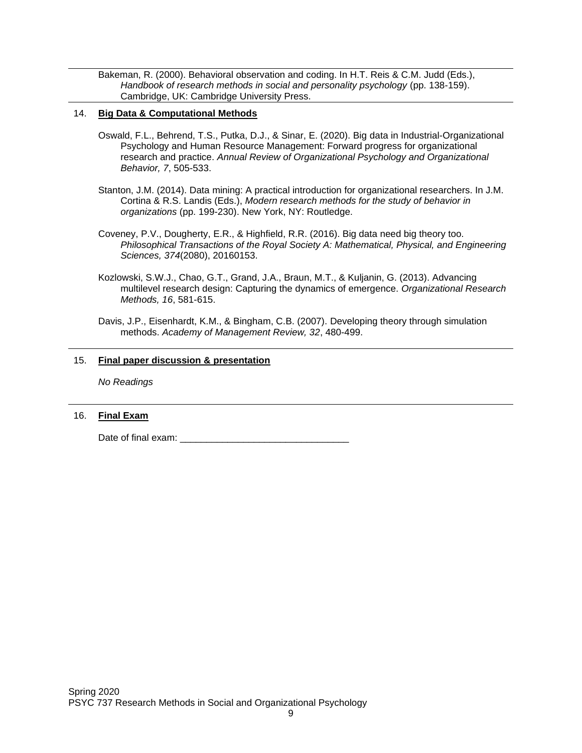Bakeman, R. (2000). Behavioral observation and coding. In H.T. Reis & C.M. Judd (Eds.), *Handbook of research methods in social and personality psychology* (pp. 138-159). Cambridge, UK: Cambridge University Press.

14. **Big Data & Computational Methods**

Oswald, F.L., Behrend, T.S., Putka, D.J., & Sinar, E. (2020). Big data in Industrial-Organizational Psychology and Human Resource Management: Forward progress for organizational research and practice. *Annual Review of Organizational Psychology and Organizational Behavior, 7*, 505-533.

Stanton, J.M. (2014). Data mining: A practical introduction for organizational researchers. In J.M. Cortina & R.S. Landis (Eds.), *Modern research methods for the study of behavior in organizations* (pp. 199-230). New York, NY: Routledge.

Coveney, P.V., Dougherty, E.R., & Highfield, R.R. (2016). Big data need big theory too. *Philosophical Transactions of the Royal Society A: Mathematical, Physical, and Engineering Sciences, 374*(2080), 20160153.

Kozlowski, S.W.J., Chao, G.T., Grand, J.A., Braun, M.T., & Kuljanin, G. (2013). Advancing multilevel research design: Capturing the dynamics of emergence. *Organizational Research Methods, 16*, 581-615.

Davis, J.P., Eisenhardt, K.M., & Bingham, C.B. (2007). Developing theory through simulation methods. *Academy of Management Review, 32*, 480-499.

15. **Final paper discussion & presentation**

*No Readings*

16. **Final Exam**

Date of final exam: ________________________________